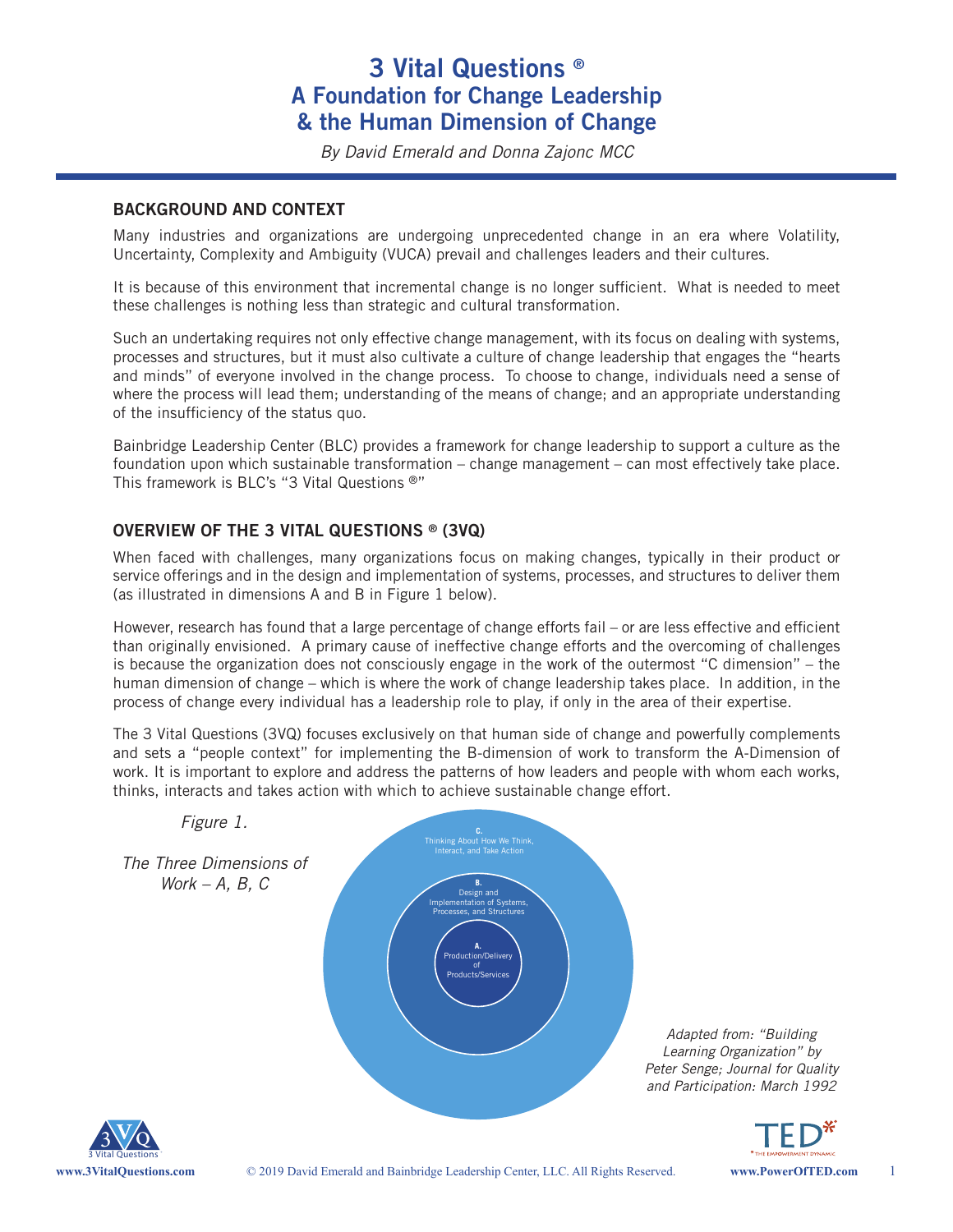# 3 Vital Questions ®
# A Foundation for Change Leadership & the Human Dimension of Change

*By David Emerald and Donna Zajonc MCC*

## BACKGROUND AND CONTEXT

Many industries and organizations are undergoing unprecedented change in an era where Volatility, Uncertainty, Complexity and Ambiguity (VUCA) prevail and challenges leaders and their cultures.

It is because of this environment that incremental change is no longer sufficient. What is needed to meet these challenges is nothing less than strategic and cultural transformation.

Such an undertaking requires not only effective change management, with its focus on dealing with systems, processes and structures, but it must also cultivate a culture of change leadership that engages the "hearts and minds" of everyone involved in the change process. To choose to change, individuals need a sense of where the process will lead them; understanding of the means of change; and an appropriate understanding of the insufficiency of the status quo.

Bainbridge Leadership Center (BLC) provides a framework for change leadership to support a culture as the foundation upon which sustainable transformation – change management – can most effectively take place. This framework is BLC's "3 Vital Questions ®"

## OVERVIEW OF THE 3 VITAL QUESTIONS ® (3VQ)

When faced with challenges, many organizations focus on making changes, typically in their product or service offerings and in the design and implementation of systems, processes, and structures to deliver them (as illustrated in dimensions A and B in Figure 1 below).

However, research has found that a large percentage of change efforts fail – or are less effective and efficient than originally envisioned. A primary cause of ineffective change efforts and the overcoming of challenges is because the organization does not consciously engage in the work of the outermost "C dimension" – the human dimension of change – which is where the work of change leadership takes place. In addition, in the process of change every individual has a leadership role to play, if only in the area of their expertise.

The 3 Vital Questions (3VQ) focuses exclusively on that human side of change and powerfully complements and sets a "people context" for implementing the B-dimension of work to transform the A-Dimension of work. It is important to explore and address the patterns of how leaders and people with whom each works, thinks, interacts and takes action with which to achieve sustainable change effort.

*Figure 1.*

*The Three Dimensions of Work – A, B, C*

C. Thinking About How We Think, Interact, and Take Action

B. Design and Implementation of Systems, Processes, and Structures

A. Production/Delivery of Products/Services

*Adapted from: "Building Learning Organization" by Peter Senge; Journal for Quality and Participation: March 1992*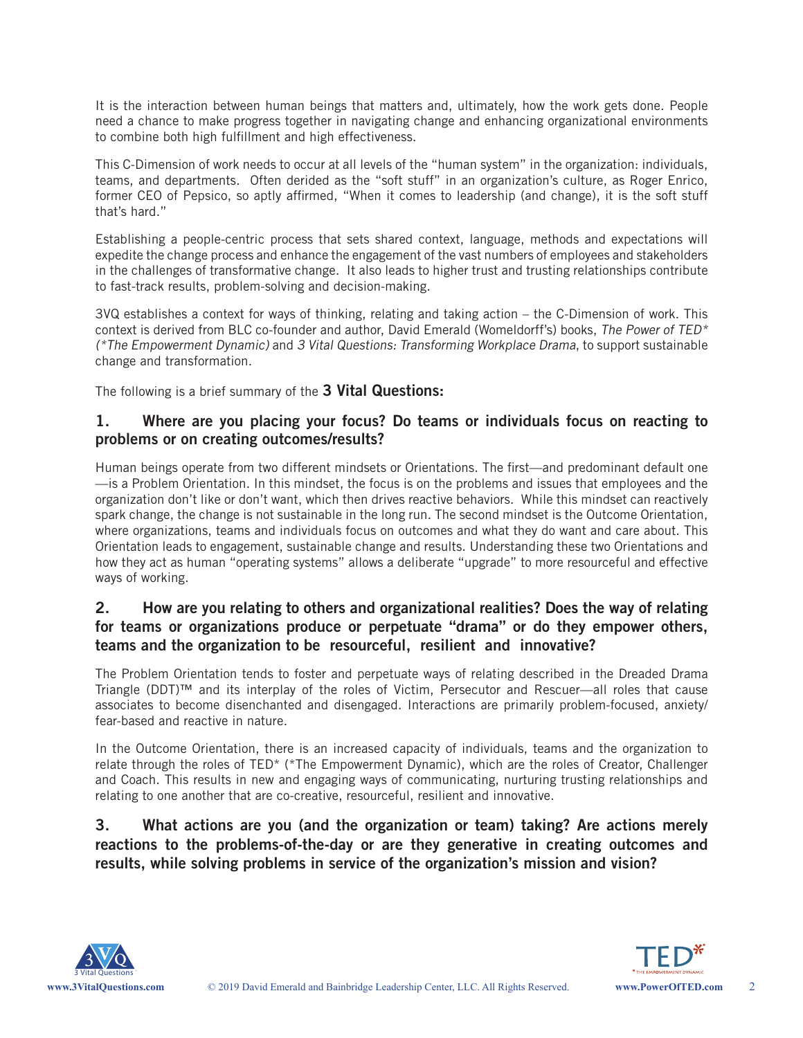It is the interaction between human beings that matters and, ultimately, how the work gets done. People need a chance to make progress together in navigating change and enhancing organizational environments to combine both high fulfillment and high effectiveness.

This C-Dimension of work needs to occur at all levels of the "human system" in the organization: individuals, teams, and departments. Often derided as the "soft stuff" in an organization's culture, as Roger Enrico, former CEO of Pepsico, so aptly affirmed, "When it comes to leadership (and change), it is the soft stuff that's hard."

Establishing a people-centric process that sets shared context, language, methods and expectations will expedite the change process and enhance the engagement of the vast numbers of employees and stakeholders in the challenges of transformative change. It also leads to higher trust and trusting relationships contribute to fast-track results, problem-solving and decision-making.

3VQ establishes a context for ways of thinking, relating and taking action – the C-Dimension of work. This context is derived from BLC co-founder and author, David Emerald (Womeldorff's) books, *The Power of TED* (*The Empowerment Dynamic)* and *3 Vital Questions: Transforming Workplace Drama*, to support sustainable change and transformation.

The following is a brief summary of the **3 Vital Questions:**

### 1. Where are you placing your focus? Do teams or individuals focus on reacting to problems or on creating outcomes/results?

Human beings operate from two different mindsets or Orientations. The first—and predominant default one—is a Problem Orientation. In this mindset, the focus is on the problems and issues that employees and the organization don't like or don't want, which then drives reactive behaviors. While this mindset can reactively spark change, the change is not sustainable in the long run. The second mindset is the Outcome Orientation, where organizations, teams and individuals focus on outcomes and what they do want and care about. This Orientation leads to engagement, sustainable change and results. Understanding these two Orientations and how they act as human "operating systems" allows a deliberate "upgrade" to more resourceful and effective ways of working.

### 2. How are you relating to others and organizational realities? Does the way of relating for teams or organizations produce or perpetuate "drama" or do they empower others, teams and the organization to be resourceful, resilient and innovative?

The Problem Orientation tends to foster and perpetuate ways of relating described in the Dreaded Drama Triangle (DDT)™ and its interplay of the roles of Victim, Persecutor and Rescuer—all roles that cause associates to become disenchanted and disengaged. Interactions are primarily problem-focused, anxiety/fear-based and reactive in nature.

In the Outcome Orientation, there is an increased capacity of individuals, teams and the organization to relate through the roles of TED* (*The Empowerment Dynamic), which are the roles of Creator, Challenger and Coach. This results in new and engaging ways of communicating, nurturing trusting relationships and relating to one another that are co-creative, resourceful, resilient and innovative.

### 3. What actions are you (and the organization or team) taking? Are actions merely reactions to the problems-of-the-day or are they generative in creating outcomes and results, while solving problems in service of the organization's mission and vision?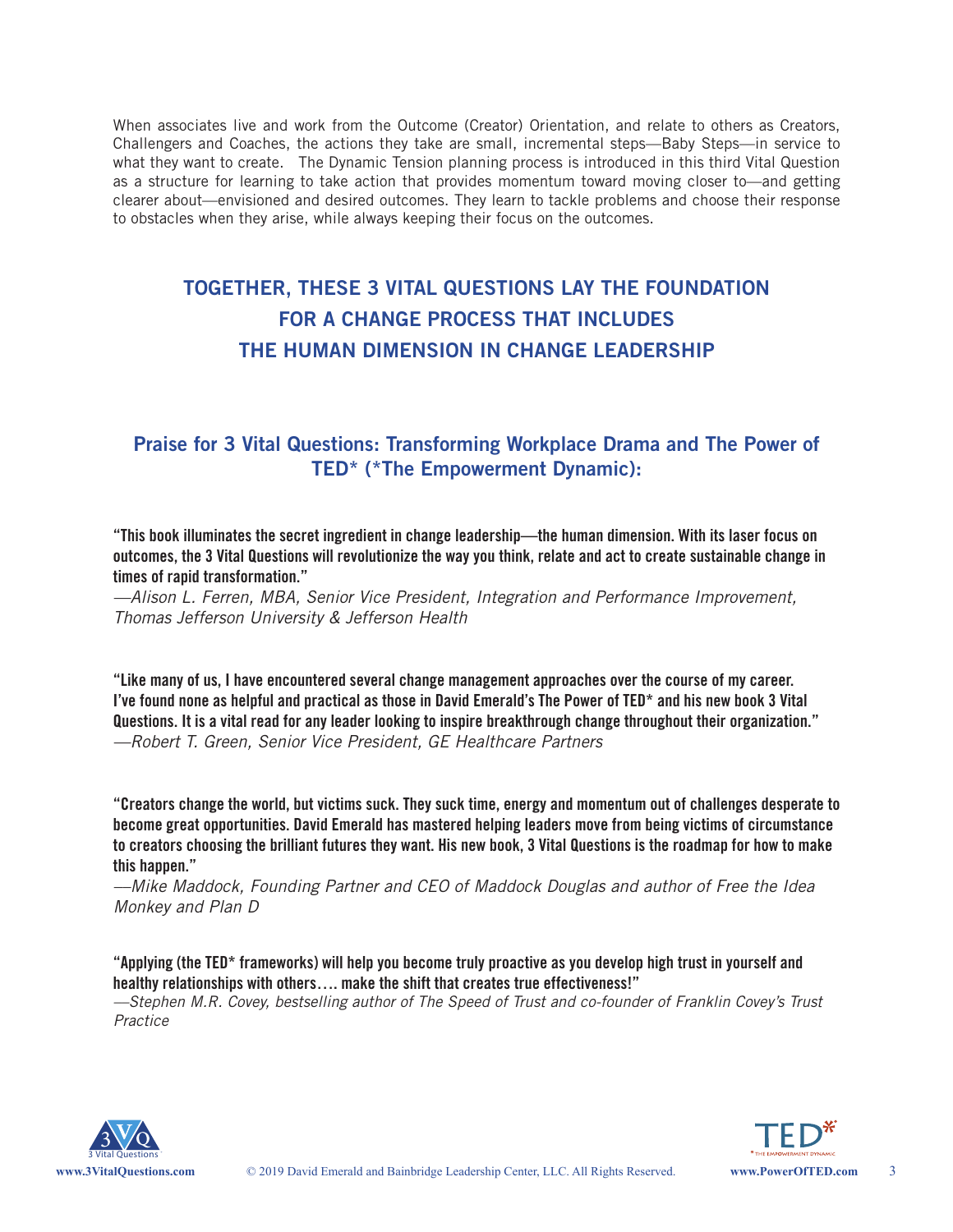When associates live and work from the Outcome (Creator) Orientation, and relate to others as Creators, Challengers and Coaches, the actions they take are small, incremental steps—Baby Steps—in service to what they want to create. The Dynamic Tension planning process is introduced in this third Vital Question as a structure for learning to take action that provides momentum toward moving closer to—and getting clearer about—envisioned and desired outcomes. They learn to tackle problems and choose their response to obstacles when they arise, while always keeping their focus on the outcomes.

## TOGETHER, THESE 3 VITAL QUESTIONS LAY THE FOUNDATION FOR A CHANGE PROCESS THAT INCLUDES THE HUMAN DIMENSION IN CHANGE LEADERSHIP

### Praise for 3 Vital Questions: Transforming Workplace Drama and The Power of TED* (*The Empowerment Dynamic):

**"This book illuminates the secret ingredient in change leadership—the human dimension. With its laser focus on outcomes, the 3 Vital Questions will revolutionize the way you think, relate and act to create sustainable change in times of rapid transformation."**
*—Alison L. Ferren, MBA, Senior Vice President, Integration and Performance Improvement, Thomas Jefferson University & Jefferson Health*

**"Like many of us, I have encountered several change management approaches over the course of my career. I've found none as helpful and practical as those in David Emerald's The Power of TED* and his new book 3 Vital Questions. It is a vital read for any leader looking to inspire breakthrough change throughout their organization."**
*—Robert T. Green, Senior Vice President, GE Healthcare Partners*

**"Creators change the world, but victims suck. They suck time, energy and momentum out of challenges desperate to become great opportunities. David Emerald has mastered helping leaders move from being victims of circumstance to creators choosing the brilliant futures they want. His new book, 3 Vital Questions is the roadmap for how to make this happen."**
*—Mike Maddock, Founding Partner and CEO of Maddock Douglas and author of Free the Idea Monkey and Plan D*

**"Applying (the TED* frameworks) will help you become truly proactive as you develop high trust in yourself and healthy relationships with others…. make the shift that creates true effectiveness!"**
*—Stephen M.R. Covey, bestselling author of The Speed of Trust and co-founder of Franklin Covey's Trust Practice*